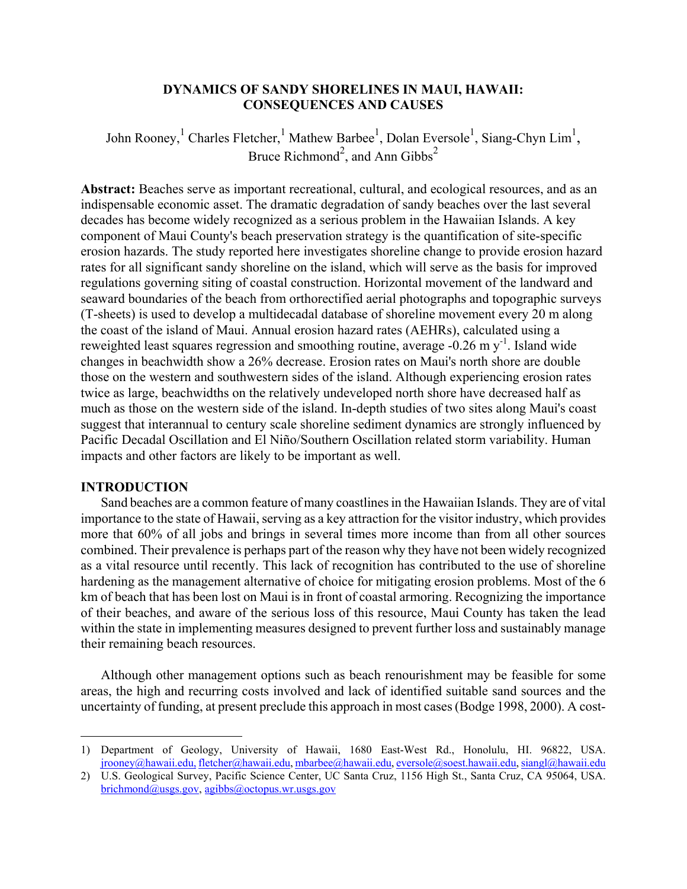# DYNAMICS OF SANDY SHORELINES IN MAUI, HAWAII: CONSEQUENCES AND CAUSES

John Rooney,[1] Charles Fletcher,[1] Mathew Barbee[1], Dolan Eversole[1], Siang-Chyn Lim[1], Bruce Richmond[2], and Ann Gibbs[2]

**Abstract:** Beaches serve as important recreational, cultural, and ecological resources, and as an indispensable economic asset. The dramatic degradation of sandy beaches over the last several decades has become widely recognized as a serious problem in the Hawaiian Islands. A key component of Maui County's beach preservation strategy is the quantification of site-specific erosion hazards. The study reported here investigates shoreline change to provide erosion hazard rates for all significant sandy shoreline on the island, which will serve as the basis for improved regulations governing siting of coastal construction. Horizontal movement of the landward and seaward boundaries of the beach from orthorectified aerial photographs and topographic surveys (T-sheets) is used to develop a multidecadal database of shoreline movement every 20 m along the coast of the island of Maui. Annual erosion hazard rates (AEHRs), calculated using a reweighted least squares regression and smoothing routine, average -0.26 m $y^{-1}$. Island wide changes in beachwidth show a 26% decrease. Erosion rates on Maui's north shore are double those on the western and southwestern sides of the island. Although experiencing erosion rates twice as large, beachwidths on the relatively undeveloped north shore have decreased half as much as those on the western side of the island. In-depth studies of two sites along Maui's coast suggest that interannual to century scale shoreline sediment dynamics are strongly influenced by Pacific Decadal Oscillation and El Niño/Southern Oscillation related storm variability. Human impacts and other factors are likely to be important as well.

## INTRODUCTION

Sand beaches are a common feature of many coastlines in the Hawaiian Islands. They are of vital importance to the state of Hawaii, serving as a key attraction for the visitor industry, which provides more that 60% of all jobs and brings in several times more income than from all other sources combined. Their prevalence is perhaps part of the reason why they have not been widely recognized as a vital resource until recently. This lack of recognition has contributed to the use of shoreline hardening as the management alternative of choice for mitigating erosion problems. Most of the 6 km of beach that has been lost on Maui is in front of coastal armoring. Recognizing the importance of their beaches, and aware of the serious loss of this resource, Maui County has taken the lead within the state in implementing measures designed to prevent further loss and sustainably manage their remaining beach resources.

Although other management options such as beach renourishment may be feasible for some areas, the high and recurring costs involved and lack of identified suitable sand sources and the uncertainty of funding, at present preclude this approach in most cases (Bodge 1998, 2000). A cost-

---

1) Department of Geology, University of Hawaii, 1680 East-West Rd., Honolulu, HI. 96822, USA. jrooney@hawaii.edu, fletcher@hawaii.edu, mbarbee@hawaii.edu, eversole@soest.hawaii.edu, siangl@hawaii.edu

2) U.S. Geological Survey, Pacific Science Center, UC Santa Cruz, 1156 High St., Santa Cruz, CA 95064, USA. brichmond@usgs.gov, agibbs@octopus.wr.usgs.gov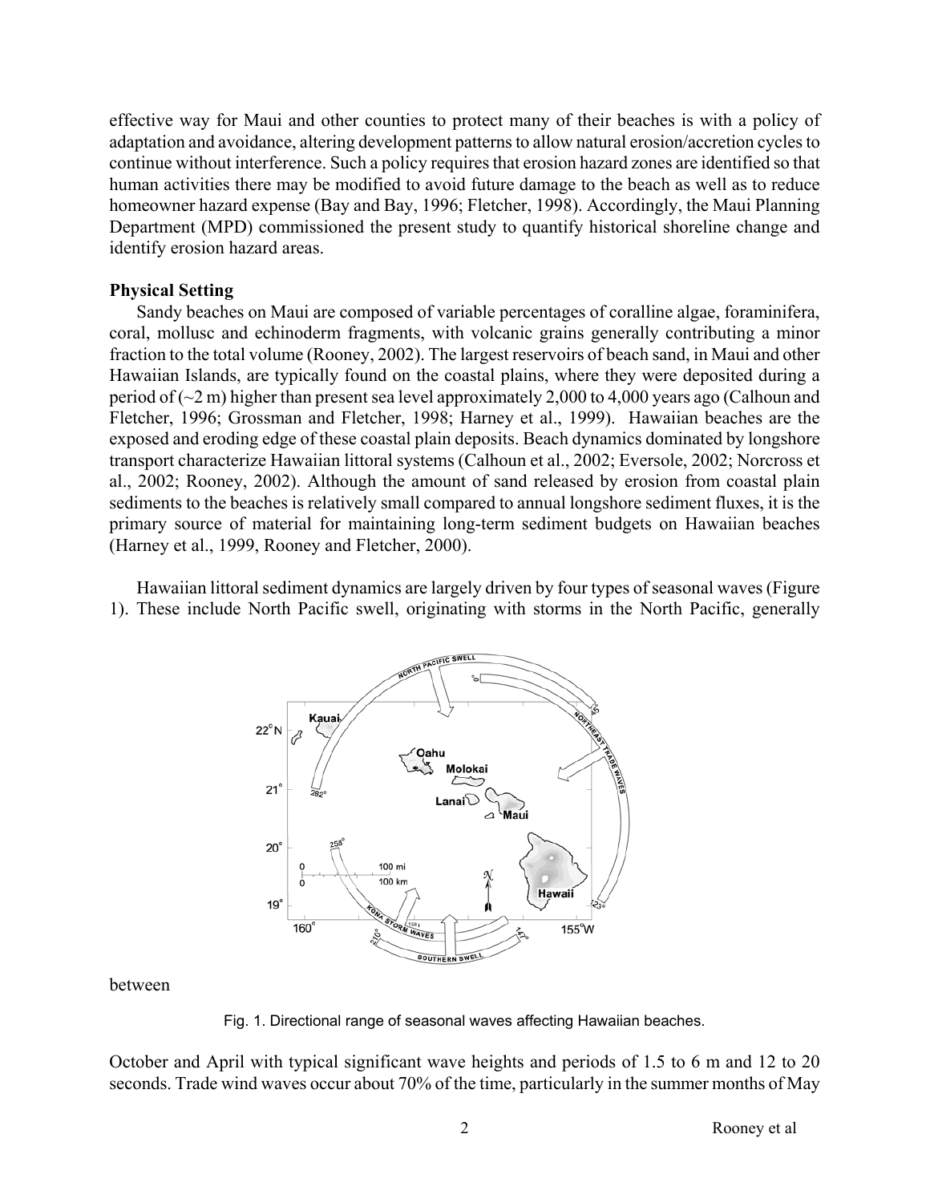effective way for Maui and other counties to protect many of their beaches is with a policy of adaptation and avoidance, altering development patterns to allow natural erosion/accretion cycles to continue without interference. Such a policy requires that erosion hazard zones are identified so that human activities there may be modified to avoid future damage to the beach as well as to reduce homeowner hazard expense (Bay and Bay, 1996; Fletcher, 1998). Accordingly, the Maui Planning Department (MPD) commissioned the present study to quantify historical shoreline change and identify erosion hazard areas.

**Physical Setting**

Sandy beaches on Maui are composed of variable percentages of coralline algae, foraminifera, coral, mollusc and echinoderm fragments, with volcanic grains generally contributing a minor fraction to the total volume (Rooney, 2002). The largest reservoirs of beach sand, in Maui and other Hawaiian Islands, are typically found on the coastal plains, where they were deposited during a period of (~2 m) higher than present sea level approximately 2,000 to 4,000 years ago (Calhoun and Fletcher, 1996; Grossman and Fletcher, 1998; Harney et al., 1999). Hawaiian beaches are the exposed and eroding edge of these coastal plain deposits. Beach dynamics dominated by longshore transport characterize Hawaiian littoral systems (Calhoun et al., 2002; Eversole, 2002; Norcross et al., 2002; Rooney, 2002). Although the amount of sand released by erosion from coastal plain sediments to the beaches is relatively small compared to annual longshore sediment fluxes, it is the primary source of material for maintaining long-term sediment budgets on Hawaiian beaches (Harney et al., 1999, Rooney and Fletcher, 2000).

Hawaiian littoral sediment dynamics are largely driven by four types of seasonal waves (Figure 1). These include North Pacific swell, originating with storms in the North Pacific, generally between

Fig. 1. Directional range of seasonal waves affecting Hawaiian beaches.

October and April with typical significant wave heights and periods of 1.5 to 6 m and 12 to 20 seconds. Trade wind waves occur about 70% of the time, particularly in the summer months of May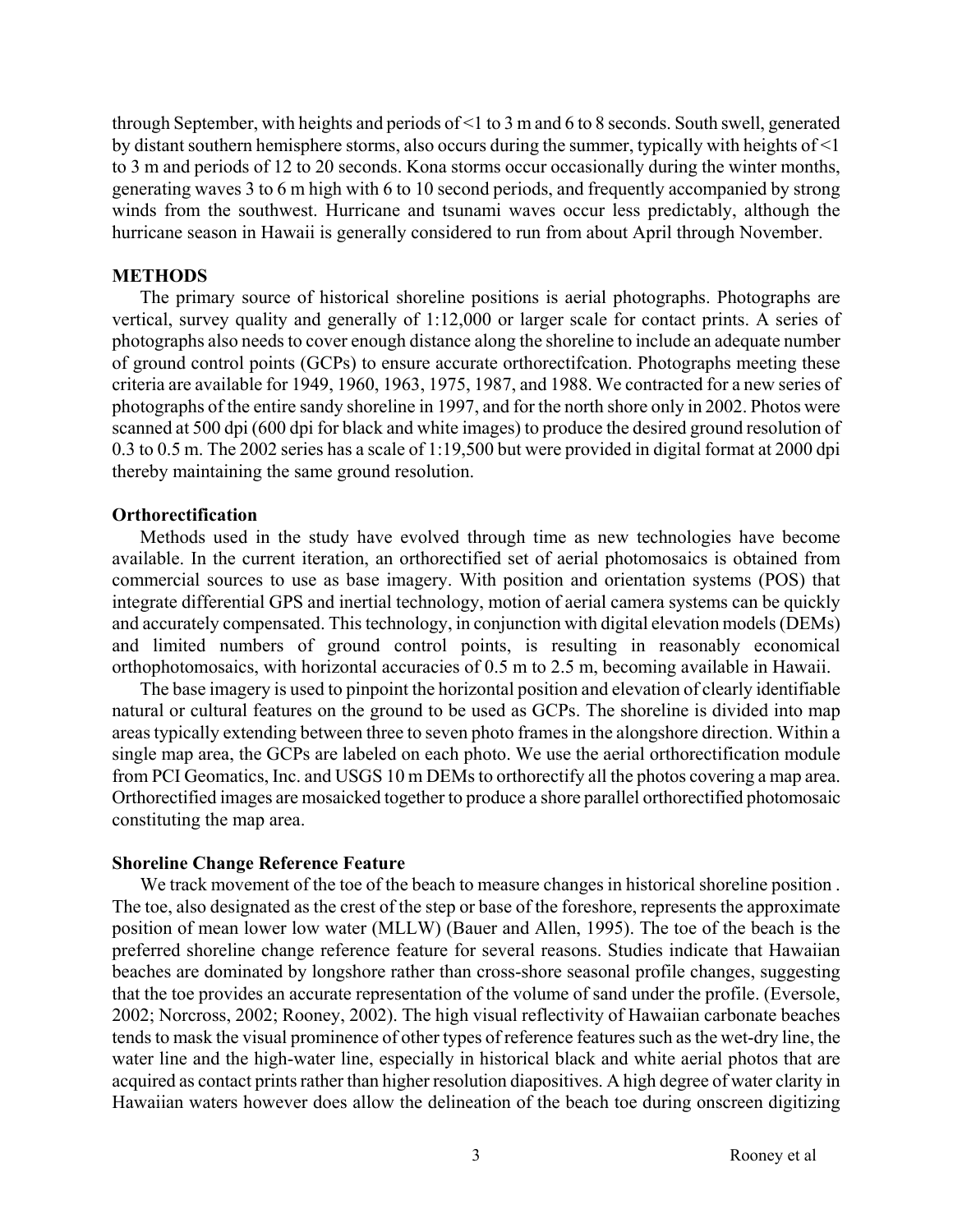through September, with heights and periods of <1 to 3 m and 6 to 8 seconds. South swell, generated by distant southern hemisphere storms, also occurs during the summer, typically with heights of <1 to 3 m and periods of 12 to 20 seconds. Kona storms occur occasionally during the winter months, generating waves 3 to 6 m high with 6 to 10 second periods, and frequently accompanied by strong winds from the southwest. Hurricane and tsunami waves occur less predictably, although the hurricane season in Hawaii is generally considered to run from about April through November.

## METHODS

The primary source of historical shoreline positions is aerial photographs. Photographs are vertical, survey quality and generally of 1:12,000 or larger scale for contact prints. A series of photographs also needs to cover enough distance along the shoreline to include an adequate number of ground control points (GCPs) to ensure accurate orthorectifcation. Photographs meeting these criteria are available for 1949, 1960, 1963, 1975, 1987, and 1988. We contracted for a new series of photographs of the entire sandy shoreline in 1997, and for the north shore only in 2002. Photos were scanned at 500 dpi (600 dpi for black and white images) to produce the desired ground resolution of 0.3 to 0.5 m. The 2002 series has a scale of 1:19,500 but were provided in digital format at 2000 dpi thereby maintaining the same ground resolution.

### Orthorectification

Methods used in the study have evolved through time as new technologies have become available. In the current iteration, an orthorectified set of aerial photomosaics is obtained from commercial sources to use as base imagery. With position and orientation systems (POS) that integrate differential GPS and inertial technology, motion of aerial camera systems can be quickly and accurately compensated. This technology, in conjunction with digital elevation models (DEMs) and limited numbers of ground control points, is resulting in reasonably economical orthophotomosaics, with horizontal accuracies of 0.5 m to 2.5 m, becoming available in Hawaii.

The base imagery is used to pinpoint the horizontal position and elevation of clearly identifiable natural or cultural features on the ground to be used as GCPs. The shoreline is divided into map areas typically extending between three to seven photo frames in the alongshore direction. Within a single map area, the GCPs are labeled on each photo. We use the aerial orthorectification module from PCI Geomatics, Inc. and USGS 10 m DEMs to orthorectify all the photos covering a map area. Orthorectified images are mosaicked together to produce a shore parallel orthorectified photomosaic constituting the map area.

### Shoreline Change Reference Feature

We track movement of the toe of the beach to measure changes in historical shoreline position . The toe, also designated as the crest of the step or base of the foreshore, represents the approximate position of mean lower low water (MLLW) (Bauer and Allen, 1995). The toe of the beach is the preferred shoreline change reference feature for several reasons. Studies indicate that Hawaiian beaches are dominated by longshore rather than cross-shore seasonal profile changes, suggesting that the toe provides an accurate representation of the volume of sand under the profile. (Eversole, 2002; Norcross, 2002; Rooney, 2002). The high visual reflectivity of Hawaiian carbonate beaches tends to mask the visual prominence of other types of reference features such as the wet-dry line, the water line and the high-water line, especially in historical black and white aerial photos that are acquired as contact prints rather than higher resolution diapositives. A high degree of water clarity in Hawaiian waters however does allow the delineation of the beach toe during onscreen digitizing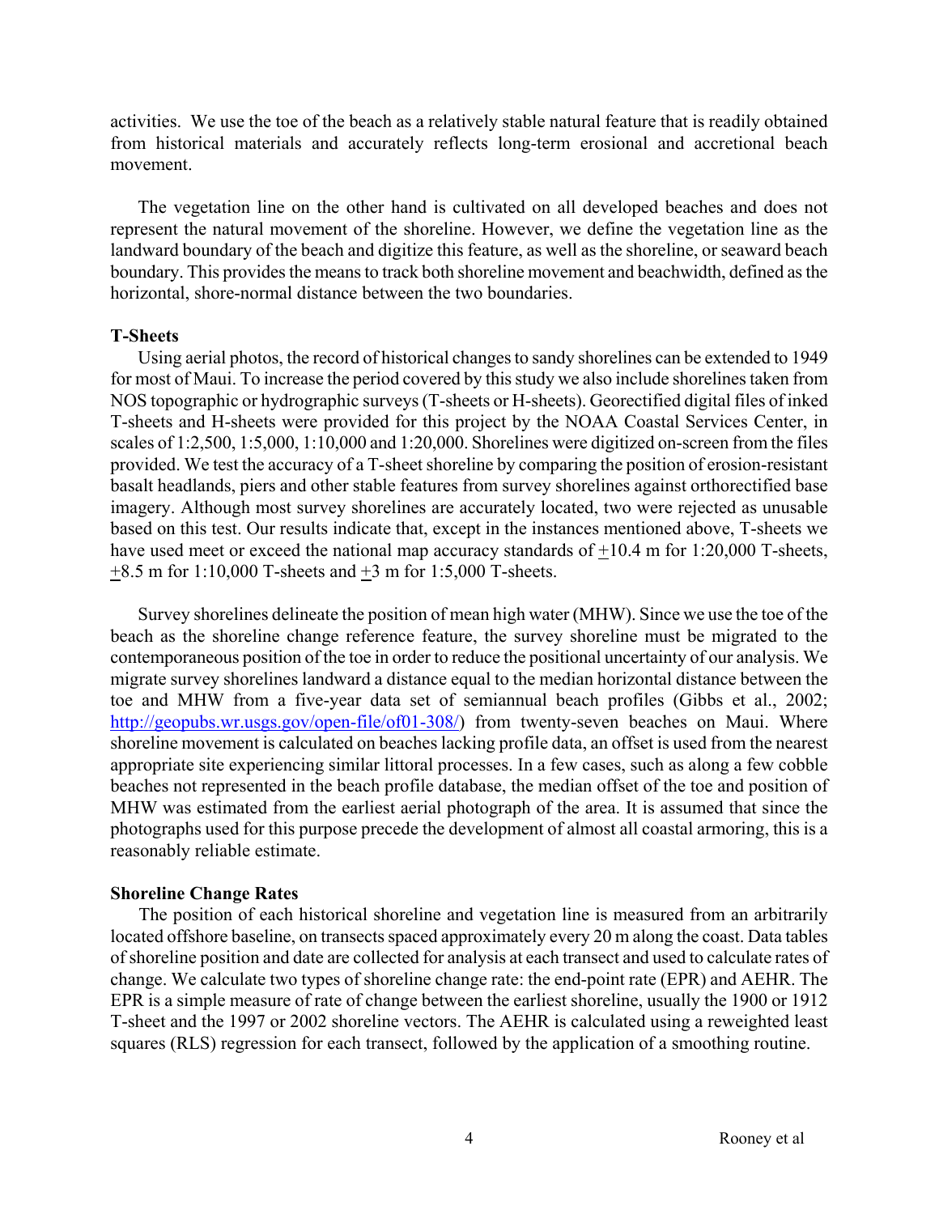activities. We use the toe of the beach as a relatively stable natural feature that is readily obtained from historical materials and accurately reflects long-term erosional and accretional beach movement.

The vegetation line on the other hand is cultivated on all developed beaches and does not represent the natural movement of the shoreline. However, we define the vegetation line as the landward boundary of the beach and digitize this feature, as well as the shoreline, or seaward beach boundary. This provides the means to track both shoreline movement and beachwidth, defined as the horizontal, shore-normal distance between the two boundaries.

**T-Sheets**

Using aerial photos, the record of historical changes to sandy shorelines can be extended to 1949 for most of Maui. To increase the period covered by this study we also include shorelines taken from NOS topographic or hydrographic surveys (T-sheets or H-sheets). Georectified digital files of inked T-sheets and H-sheets were provided for this project by the NOAA Coastal Services Center, in scales of 1:2,500, 1:5,000, 1:10,000 and 1:20,000. Shorelines were digitized on-screen from the files provided. We test the accuracy of a T-sheet shoreline by comparing the position of erosion-resistant basalt headlands, piers and other stable features from survey shorelines against orthorectified base imagery. Although most survey shorelines are accurately located, two were rejected as unusable based on this test. Our results indicate that, except in the instances mentioned above, T-sheets we have used meet or exceed the national map accuracy standards of ±10.4 m for 1:20,000 T-sheets, ±8.5 m for 1:10,000 T-sheets and ±3 m for 1:5,000 T-sheets.

Survey shorelines delineate the position of mean high water (MHW). Since we use the toe of the beach as the shoreline change reference feature, the survey shoreline must be migrated to the contemporaneous position of the toe in order to reduce the positional uncertainty of our analysis. We migrate survey shorelines landward a distance equal to the median horizontal distance between the toe and MHW from a five-year data set of semiannual beach profiles (Gibbs et al., 2002; http://geopubs.wr.usgs.gov/open-file/of01-308/) from twenty-seven beaches on Maui. Where shoreline movement is calculated on beaches lacking profile data, an offset is used from the nearest appropriate site experiencing similar littoral processes. In a few cases, such as along a few cobble beaches not represented in the beach profile database, the median offset of the toe and position of MHW was estimated from the earliest aerial photograph of the area. It is assumed that since the photographs used for this purpose precede the development of almost all coastal armoring, this is a reasonably reliable estimate.

**Shoreline Change Rates**

The position of each historical shoreline and vegetation line is measured from an arbitrarily located offshore baseline, on transects spaced approximately every 20 m along the coast. Data tables of shoreline position and date are collected for analysis at each transect and used to calculate rates of change. We calculate two types of shoreline change rate: the end-point rate (EPR) and AEHR. The EPR is a simple measure of rate of change between the earliest shoreline, usually the 1900 or 1912 T-sheet and the 1997 or 2002 shoreline vectors. The AEHR is calculated using a reweighted least squares (RLS) regression for each transect, followed by the application of a smoothing routine.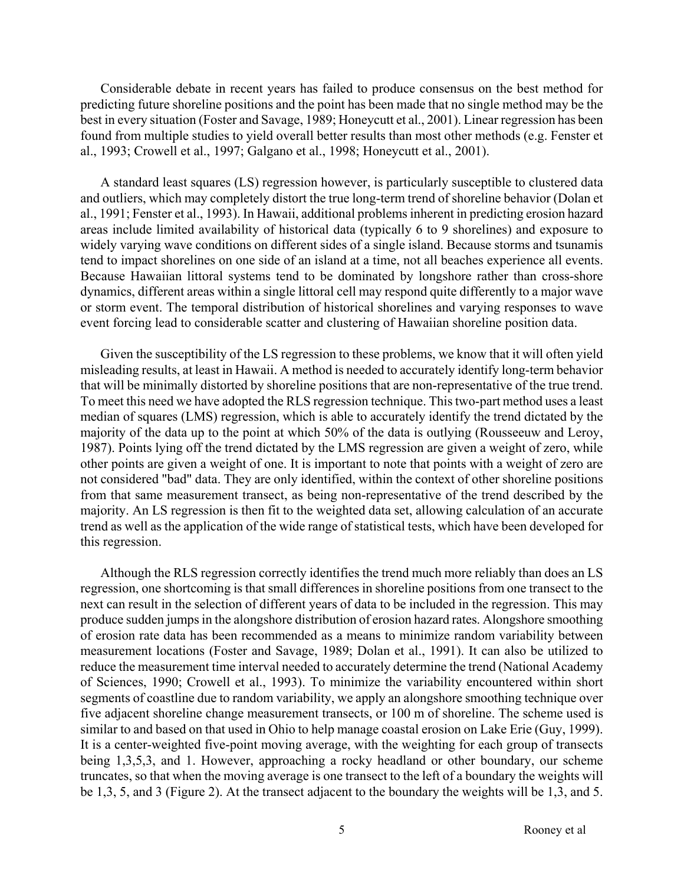Considerable debate in recent years has failed to produce consensus on the best method for predicting future shoreline positions and the point has been made that no single method may be the best in every situation (Foster and Savage, 1989; Honeycutt et al., 2001). Linear regression has been found from multiple studies to yield overall better results than most other methods (e.g. Fenster et al., 1993; Crowell et al., 1997; Galgano et al., 1998; Honeycutt et al., 2001).

A standard least squares (LS) regression however, is particularly susceptible to clustered data and outliers, which may completely distort the true long-term trend of shoreline behavior (Dolan et al., 1991; Fenster et al., 1993). In Hawaii, additional problems inherent in predicting erosion hazard areas include limited availability of historical data (typically 6 to 9 shorelines) and exposure to widely varying wave conditions on different sides of a single island. Because storms and tsunamis tend to impact shorelines on one side of an island at a time, not all beaches experience all events. Because Hawaiian littoral systems tend to be dominated by longshore rather than cross-shore dynamics, different areas within a single littoral cell may respond quite differently to a major wave or storm event. The temporal distribution of historical shorelines and varying responses to wave event forcing lead to considerable scatter and clustering of Hawaiian shoreline position data.

Given the susceptibility of the LS regression to these problems, we know that it will often yield misleading results, at least in Hawaii. A method is needed to accurately identify long-term behavior that will be minimally distorted by shoreline positions that are non-representative of the true trend. To meet this need we have adopted the RLS regression technique. This two-part method uses a least median of squares (LMS) regression, which is able to accurately identify the trend dictated by the majority of the data up to the point at which 50% of the data is outlying (Rousseeuw and Leroy, 1987). Points lying off the trend dictated by the LMS regression are given a weight of zero, while other points are given a weight of one. It is important to note that points with a weight of zero are not considered "bad" data. They are only identified, within the context of other shoreline positions from that same measurement transect, as being non-representative of the trend described by the majority. An LS regression is then fit to the weighted data set, allowing calculation of an accurate trend as well as the application of the wide range of statistical tests, which have been developed for this regression.

Although the RLS regression correctly identifies the trend much more reliably than does an LS regression, one shortcoming is that small differences in shoreline positions from one transect to the next can result in the selection of different years of data to be included in the regression. This may produce sudden jumps in the alongshore distribution of erosion hazard rates. Alongshore smoothing of erosion rate data has been recommended as a means to minimize random variability between measurement locations (Foster and Savage, 1989; Dolan et al., 1991). It can also be utilized to reduce the measurement time interval needed to accurately determine the trend (National Academy of Sciences, 1990; Crowell et al., 1993). To minimize the variability encountered within short segments of coastline due to random variability, we apply an alongshore smoothing technique over five adjacent shoreline change measurement transects, or 100 m of shoreline. The scheme used is similar to and based on that used in Ohio to help manage coastal erosion on Lake Erie (Guy, 1999). It is a center-weighted five-point moving average, with the weighting for each group of transects being 1,3,5,3, and 1. However, approaching a rocky headland or other boundary, our scheme truncates, so that when the moving average is one transect to the left of a boundary the weights will be 1,3, 5, and 3 (Figure 2). At the transect adjacent to the boundary the weights will be 1,3, and 5.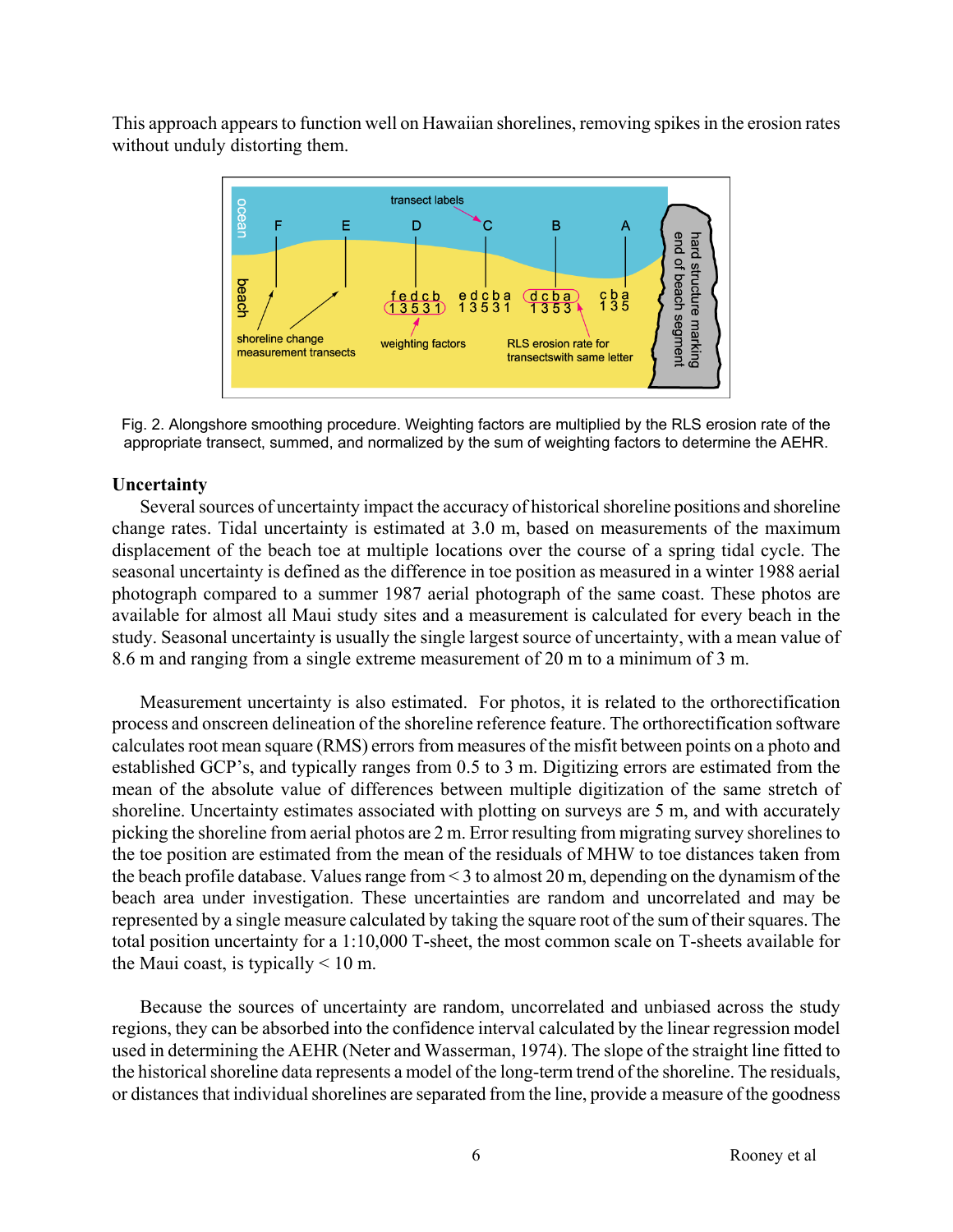This approach appears to function well on Hawaiian shorelines, removing spikes in the erosion rates without unduly distorting them.

Fig. 2. Alongshore smoothing procedure. Weighting factors are multiplied by the RLS erosion rate of the appropriate transect, summed, and normalized by the sum of weighting factors to determine the AEHR.

**Uncertainty**

Several sources of uncertainty impact the accuracy of historical shoreline positions and shoreline change rates. Tidal uncertainty is estimated at 3.0 m, based on measurements of the maximum displacement of the beach toe at multiple locations over the course of a spring tidal cycle. The seasonal uncertainty is defined as the difference in toe position as measured in a winter 1988 aerial photograph compared to a summer 1987 aerial photograph of the same coast. These photos are available for almost all Maui study sites and a measurement is calculated for every beach in the study. Seasonal uncertainty is usually the single largest source of uncertainty, with a mean value of 8.6 m and ranging from a single extreme measurement of 20 m to a minimum of 3 m.

Measurement uncertainty is also estimated. For photos, it is related to the orthorectification process and onscreen delineation of the shoreline reference feature. The orthorectification software calculates root mean square (RMS) errors from measures of the misfit between points on a photo and established GCP's, and typically ranges from 0.5 to 3 m. Digitizing errors are estimated from the mean of the absolute value of differences between multiple digitization of the same stretch of shoreline. Uncertainty estimates associated with plotting on surveys are 5 m, and with accurately picking the shoreline from aerial photos are 2 m. Error resulting from migrating survey shorelines to the toe position are estimated from the mean of the residuals of MHW to toe distances taken from the beach profile database. Values range from < 3 to almost 20 m, depending on the dynamism of the beach area under investigation. These uncertainties are random and uncorrelated and may be represented by a single measure calculated by taking the square root of the sum of their squares. The total position uncertainty for a 1:10,000 T-sheet, the most common scale on T-sheets available for the Maui coast, is typically < 10 m.

Because the sources of uncertainty are random, uncorrelated and unbiased across the study regions, they can be absorbed into the confidence interval calculated by the linear regression model used in determining the AEHR (Neter and Wasserman, 1974). The slope of the straight line fitted to the historical shoreline data represents a model of the long-term trend of the shoreline. The residuals, or distances that individual shorelines are separated from the line, provide a measure of the goodness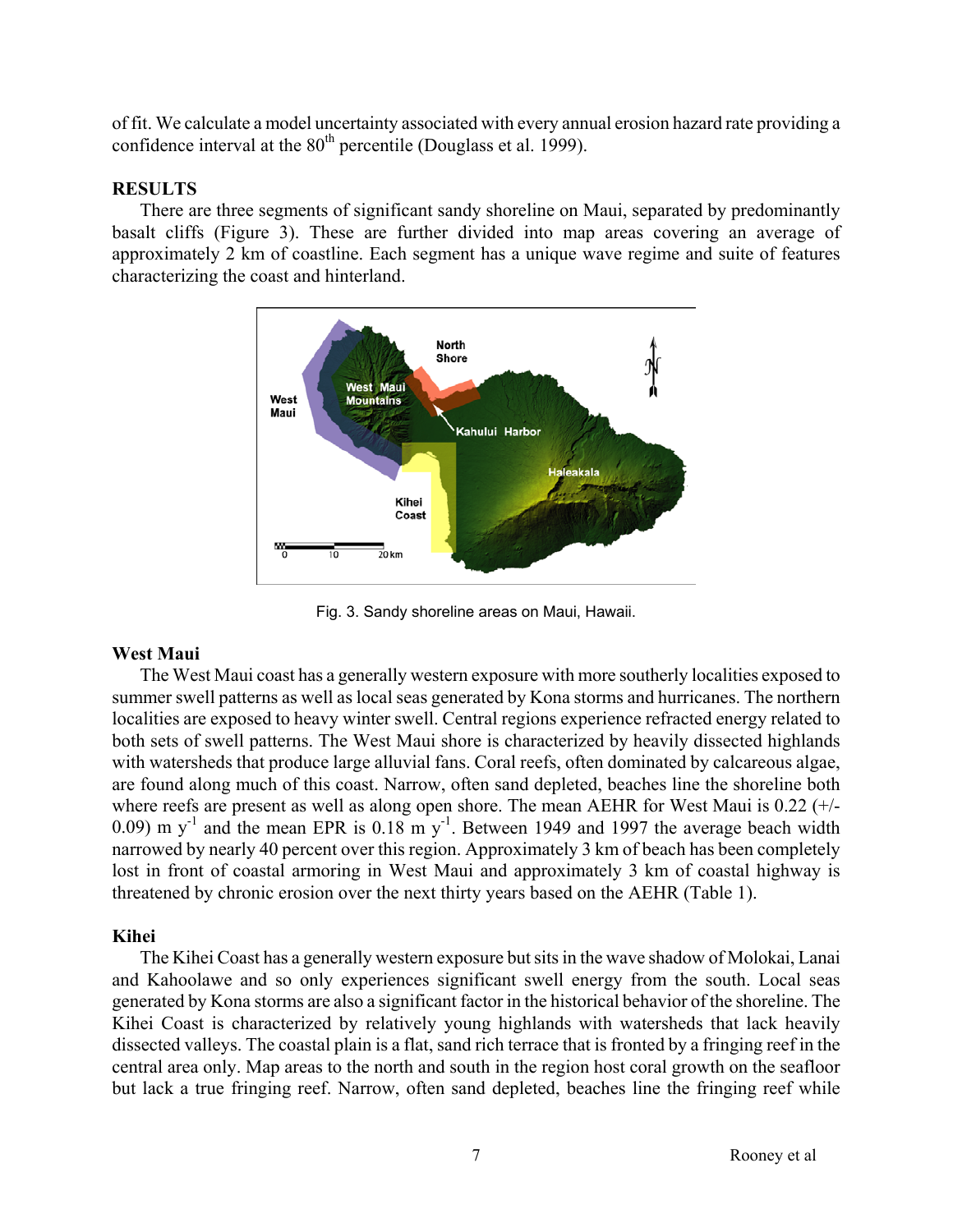of fit. We calculate a model uncertainty associated with every annual erosion hazard rate providing a confidence interval at the 80th percentile (Douglass et al. 1999).

## RESULTS

There are three segments of significant sandy shoreline on Maui, separated by predominantly basalt cliffs (Figure 3). These are further divided into map areas covering an average of approximately 2 km of coastline. Each segment has a unique wave regime and suite of features characterizing the coast and hinterland.

Fig. 3. Sandy shoreline areas on Maui, Hawaii.

### West Maui

The West Maui coast has a generally western exposure with more southerly localities exposed to summer swell patterns as well as local seas generated by Kona storms and hurricanes. The northern localities are exposed to heavy winter swell. Central regions experience refracted energy related to both sets of swell patterns. The West Maui shore is characterized by heavily dissected highlands with watersheds that produce large alluvial fans. Coral reefs, often dominated by calcareous algae, are found along much of this coast. Narrow, often sand depleted, beaches line the shoreline both where reefs are present as well as along open shore. The mean AEHR for West Maui is 0.22 (+/- 0.09) m $y^{-1}$ and the mean EPR is 0.18 m $y^{-1}$. Between 1949 and 1997 the average beach width narrowed by nearly 40 percent over this region. Approximately 3 km of beach has been completely lost in front of coastal armoring in West Maui and approximately 3 km of coastal highway is threatened by chronic erosion over the next thirty years based on the AEHR (Table 1).

### Kihei

The Kihei Coast has a generally western exposure but sits in the wave shadow of Molokai, Lanai and Kahoolawe and so only experiences significant swell energy from the south. Local seas generated by Kona storms are also a significant factor in the historical behavior of the shoreline. The Kihei Coast is characterized by relatively young highlands with watersheds that lack heavily dissected valleys. The coastal plain is a flat, sand rich terrace that is fronted by a fringing reef in the central area only. Map areas to the north and south in the region host coral growth on the seafloor but lack a true fringing reef. Narrow, often sand depleted, beaches line the fringing reef while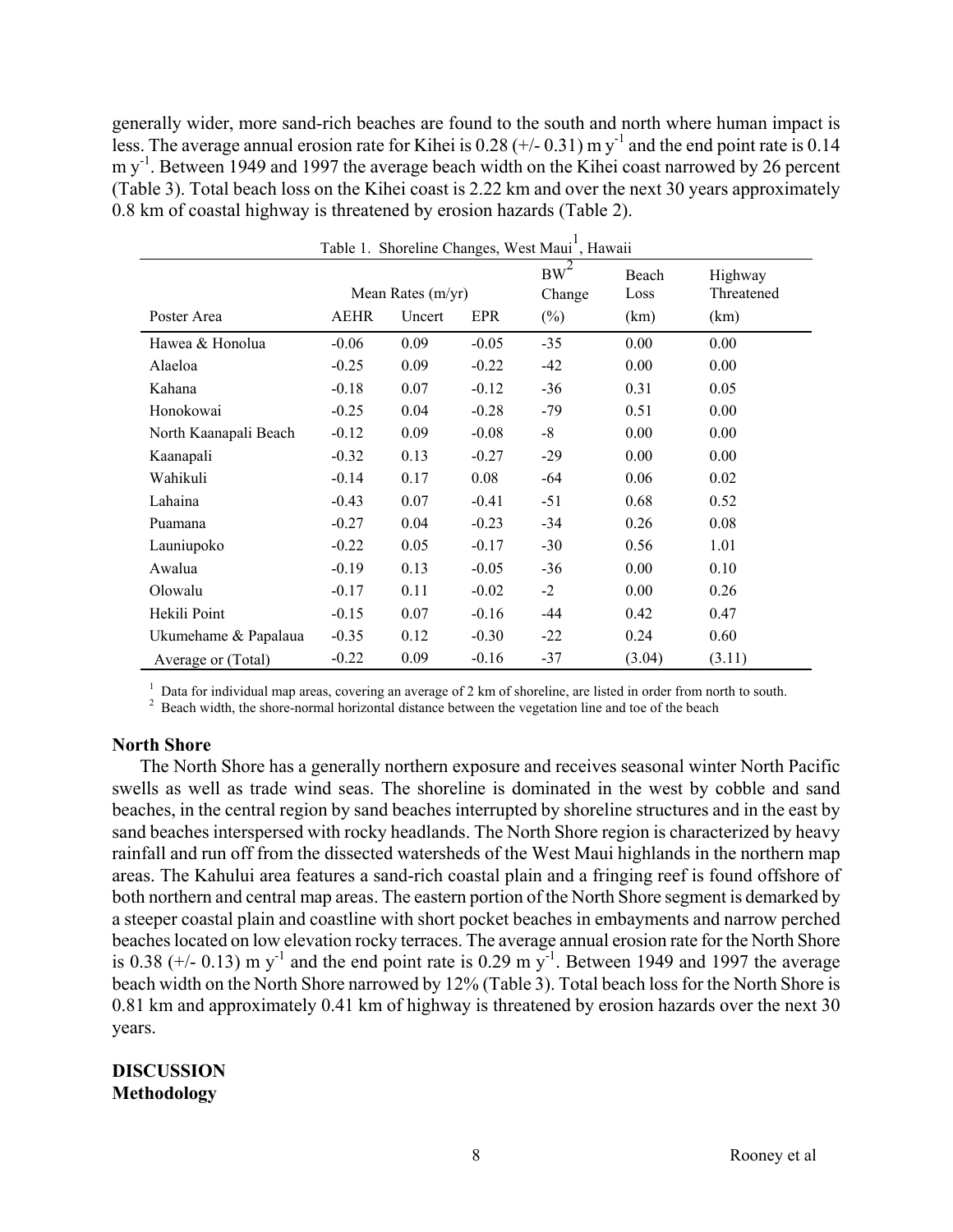generally wider, more sand-rich beaches are found to the south and north where human impact is less. The average annual erosion rate for Kihei is 0.28 (+/- 0.31) m $y^{-1}$ and the end point rate is 0.14 m $y^{-1}$. Between 1949 and 1997 the average beach width on the Kihei coast narrowed by 26 percent (Table 3). Total beach loss on the Kihei coast is 2.22 km and over the next 30 years approximately 0.8 km of coastal highway is threatened by erosion hazards (Table 2).

Table 1. Shoreline Changes, West Maui[1], Hawaii

| | Mean Rates (m/yr) | | | BW[2] Change | Beach Loss | Highway Threatened |
|---|---|---|---|---|---|---|
| Poster Area | AEHR | Uncert | EPR | (%) | (km) | (km) |
| Hawea & Honolua | -0.06 | 0.09 | -0.05 | -35 | 0.00 | 0.00 |
| Alaeloa | -0.25 | 0.09 | -0.22 | -42 | 0.00 | 0.00 |
| Kahana | -0.18 | 0.07 | -0.12 | -36 | 0.31 | 0.05 |
| Honokowai | -0.25 | 0.04 | -0.28 | -79 | 0.51 | 0.00 |
| North Kaanapali Beach | -0.12 | 0.09 | -0.08 | -8 | 0.00 | 0.00 |
| Kaanapali | -0.32 | 0.13 | -0.27 | -29 | 0.00 | 0.00 |
| Wahikuli | -0.14 | 0.17 | 0.08 | -64 | 0.06 | 0.02 |
| Lahaina | -0.43 | 0.07 | -0.41 | -51 | 0.68 | 0.52 |
| Puamana | -0.27 | 0.04 | -0.23 | -34 | 0.26 | 0.08 |
| Launiupoko | -0.22 | 0.05 | -0.17 | -30 | 0.56 | 1.01 |
| Awalua | -0.19 | 0.13 | -0.05 | -36 | 0.00 | 0.10 |
| Olowalu | -0.17 | 0.11 | -0.02 | -2 | 0.00 | 0.26 |
| Hekili Point | -0.15 | 0.07 | -0.16 | -44 | 0.42 | 0.47 |
| Ukumehame & Papalaua | -0.35 | 0.12 | -0.30 | -22 | 0.24 | 0.60 |
| Average or (Total) | -0.22 | 0.09 | -0.16 | -37 | (3.04) | (3.11) |

[1] Data for individual map areas, covering an average of 2 km of shoreline, are listed in order from north to south.
[2] Beach width, the shore-normal horizontal distance between the vegetation line and toe of the beach

### North Shore

The North Shore has a generally northern exposure and receives seasonal winter North Pacific swells as well as trade wind seas. The shoreline is dominated in the west by cobble and sand beaches, in the central region by sand beaches interrupted by shoreline structures and in the east by sand beaches interspersed with rocky headlands. The North Shore region is characterized by heavy rainfall and run off from the dissected watersheds of the West Maui highlands in the northern map areas. The Kahului area features a sand-rich coastal plain and a fringing reef is found offshore of both northern and central map areas. The eastern portion of the North Shore segment is demarked by a steeper coastal plain and coastline with short pocket beaches in embayments and narrow perched beaches located on low elevation rocky terraces. The average annual erosion rate for the North Shore is 0.38 (+/- 0.13) m $y^{-1}$ and the end point rate is 0.29 m $y^{-1}$. Between 1949 and 1997 the average beach width on the North Shore narrowed by 12% (Table 3). Total beach loss for the North Shore is 0.81 km and approximately 0.41 km of highway is threatened by erosion hazards over the next 30 years.

## DISCUSSION

### Methodology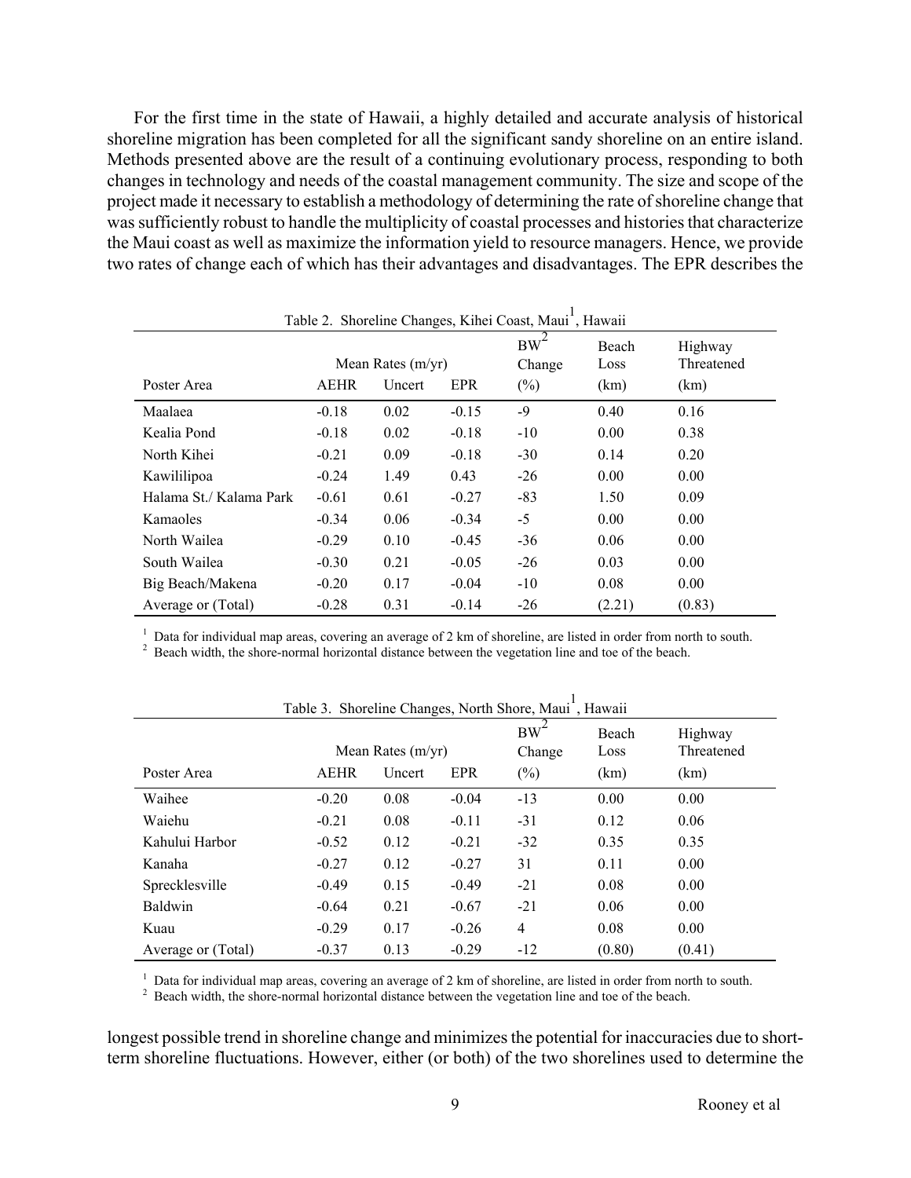For the first time in the state of Hawaii, a highly detailed and accurate analysis of historical shoreline migration has been completed for all the significant sandy shoreline on an entire island. Methods presented above are the result of a continuing evolutionary process, responding to both changes in technology and needs of the coastal management community. The size and scope of the project made it necessary to establish a methodology of determining the rate of shoreline change that was sufficiently robust to handle the multiplicity of coastal processes and histories that characterize the Maui coast as well as maximize the information yield to resource managers. Hence, we provide two rates of change each of which has their advantages and disadvantages. The EPR describes the longest possible trend in shoreline change and minimizes the potential for inaccuracies due to short-term shoreline fluctuations. However, either (or both) of the two shorelines used to determine the

Table 2. Shoreline Changes, Kihei Coast, Maui[1], Hawaii

| Poster Area | Mean Rates (m/yr) AEHR | Uncert | EPR | BW[2] Change (%) | Beach Loss (km) | Highway Threatened (km) |
|---|---|---|---|---|---|---|
| Maalaea | -0.18 | 0.02 | -0.15 | -9 | 0.40 | 0.16 |
| Kealia Pond | -0.18 | 0.02 | -0.18 | -10 | 0.00 | 0.38 |
| North Kihei | -0.21 | 0.09 | -0.18 | -30 | 0.14 | 0.20 |
| Kawililipoa | -0.24 | 1.49 | 0.43 | -26 | 0.00 | 0.00 |
| Halama St./ Kalama Park | -0.61 | 0.61 | -0.27 | -83 | 1.50 | 0.09 |
| Kamaoles | -0.34 | 0.06 | -0.34 | -5 | 0.00 | 0.00 |
| North Wailea | -0.29 | 0.10 | -0.45 | -36 | 0.06 | 0.00 |
| South Wailea | -0.30 | 0.21 | -0.05 | -26 | 0.03 | 0.00 |
| Big Beach/Makena | -0.20 | 0.17 | -0.04 | -10 | 0.08 | 0.00 |
| Average or (Total) | -0.28 | 0.31 | -0.14 | -26 | (2.21) | (0.83) |

[1] Data for individual map areas, covering an average of 2 km of shoreline, are listed in order from north to south.
[2] Beach width, the shore-normal horizontal distance between the vegetation line and toe of the beach.

Table 3. Shoreline Changes, North Shore, Maui[1], Hawaii

| Poster Area | Mean Rates (m/yr) AEHR | Uncert | EPR | BW[2] Change (%) | Beach Loss (km) | Highway Threatened (km) |
|---|---|---|---|---|---|---|
| Waihee | -0.20 | 0.08 | -0.04 | -13 | 0.00 | 0.00 |
| Waiehu | -0.21 | 0.08 | -0.11 | -31 | 0.12 | 0.06 |
| Kahului Harbor | -0.52 | 0.12 | -0.21 | -32 | 0.35 | 0.35 |
| Kanaha | -0.27 | 0.12 | -0.27 | 31 | 0.11 | 0.00 |
| Sprecklesville | -0.49 | 0.15 | -0.49 | -21 | 0.08 | 0.00 |
| Baldwin | -0.64 | 0.21 | -0.67 | -21 | 0.06 | 0.00 |
| Kuau | -0.29 | 0.17 | -0.26 | 4 | 0.08 | 0.00 |
| Average or (Total) | -0.37 | 0.13 | -0.29 | -12 | (0.80) | (0.41) |

[1] Data for individual map areas, covering an average of 2 km of shoreline, are listed in order from north to south.
[2] Beach width, the shore-normal horizontal distance between the vegetation line and toe of the beach.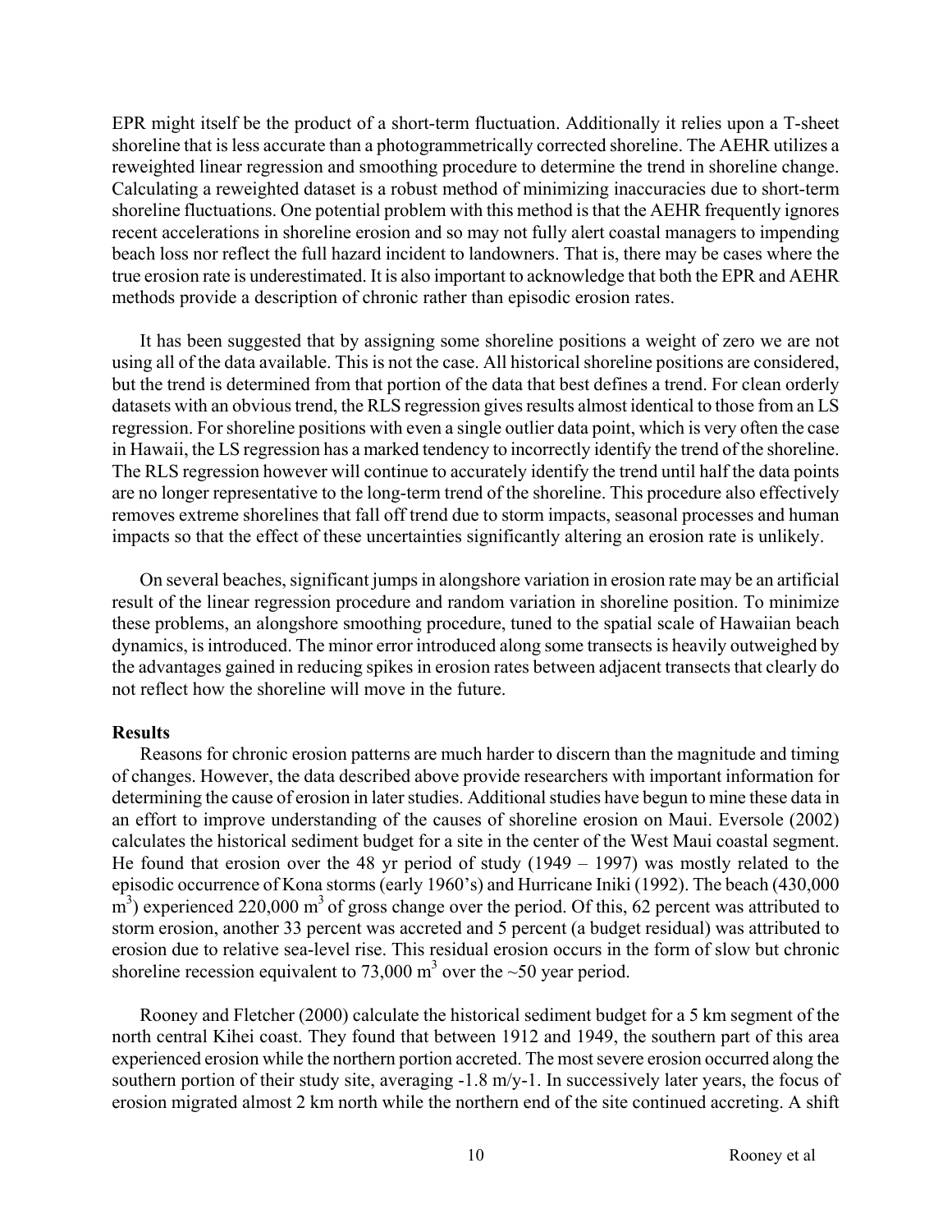EPR might itself be the product of a short-term fluctuation. Additionally it relies upon a T-sheet shoreline that is less accurate than a photogrammetrically corrected shoreline. The AEHR utilizes a reweighted linear regression and smoothing procedure to determine the trend in shoreline change. Calculating a reweighted dataset is a robust method of minimizing inaccuracies due to short-term shoreline fluctuations. One potential problem with this method is that the AEHR frequently ignores recent accelerations in shoreline erosion and so may not fully alert coastal managers to impending beach loss nor reflect the full hazard incident to landowners. That is, there may be cases where the true erosion rate is underestimated. It is also important to acknowledge that both the EPR and AEHR methods provide a description of chronic rather than episodic erosion rates.

It has been suggested that by assigning some shoreline positions a weight of zero we are not using all of the data available. This is not the case. All historical shoreline positions are considered, but the trend is determined from that portion of the data that best defines a trend. For clean orderly datasets with an obvious trend, the RLS regression gives results almost identical to those from an LS regression. For shoreline positions with even a single outlier data point, which is very often the case in Hawaii, the LS regression has a marked tendency to incorrectly identify the trend of the shoreline. The RLS regression however will continue to accurately identify the trend until half the data points are no longer representative to the long-term trend of the shoreline. This procedure also effectively removes extreme shorelines that fall off trend due to storm impacts, seasonal processes and human impacts so that the effect of these uncertainties significantly altering an erosion rate is unlikely.

On several beaches, significant jumps in alongshore variation in erosion rate may be an artificial result of the linear regression procedure and random variation in shoreline position. To minimize these problems, an alongshore smoothing procedure, tuned to the spatial scale of Hawaiian beach dynamics, is introduced. The minor error introduced along some transects is heavily outweighed by the advantages gained in reducing spikes in erosion rates between adjacent transects that clearly do not reflect how the shoreline will move in the future.

**Results**

Reasons for chronic erosion patterns are much harder to discern than the magnitude and timing of changes. However, the data described above provide researchers with important information for determining the cause of erosion in later studies. Additional studies have begun to mine these data in an effort to improve understanding of the causes of shoreline erosion on Maui. Eversole (2002) calculates the historical sediment budget for a site in the center of the West Maui coastal segment. He found that erosion over the 48 yr period of study (1949 – 1997) was mostly related to the episodic occurrence of Kona storms (early 1960's) and Hurricane Iniki (1992). The beach (430,000 $m^3$) experienced 220,000 $m^3$ of gross change over the period. Of this, 62 percent was attributed to storm erosion, another 33 percent was accreted and 5 percent (a budget residual) was attributed to erosion due to relative sea-level rise. This residual erosion occurs in the form of slow but chronic shoreline recession equivalent to 73,000 $m^3$ over the ~50 year period.

Rooney and Fletcher (2000) calculate the historical sediment budget for a 5 km segment of the north central Kihei coast. They found that between 1912 and 1949, the southern part of this area experienced erosion while the northern portion accreted. The most severe erosion occurred along the southern portion of their study site, averaging -1.8 m/y-1. In successively later years, the focus of erosion migrated almost 2 km north while the northern end of the site continued accreting. A shift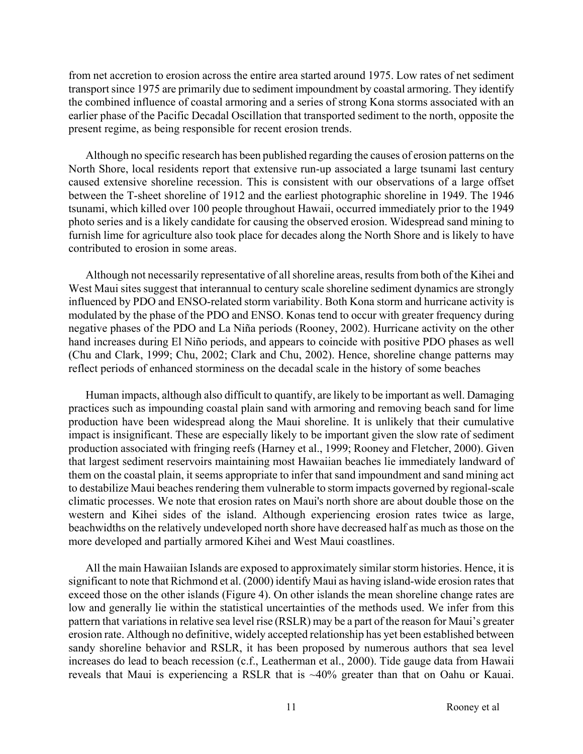from net accretion to erosion across the entire area started around 1975. Low rates of net sediment transport since 1975 are primarily due to sediment impoundment by coastal armoring. They identify the combined influence of coastal armoring and a series of strong Kona storms associated with an earlier phase of the Pacific Decadal Oscillation that transported sediment to the north, opposite the present regime, as being responsible for recent erosion trends.

Although no specific research has been published regarding the causes of erosion patterns on the North Shore, local residents report that extensive run-up associated a large tsunami last century caused extensive shoreline recession. This is consistent with our observations of a large offset between the T-sheet shoreline of 1912 and the earliest photographic shoreline in 1949. The 1946 tsunami, which killed over 100 people throughout Hawaii, occurred immediately prior to the 1949 photo series and is a likely candidate for causing the observed erosion. Widespread sand mining to furnish lime for agriculture also took place for decades along the North Shore and is likely to have contributed to erosion in some areas.

Although not necessarily representative of all shoreline areas, results from both of the Kihei and West Maui sites suggest that interannual to century scale shoreline sediment dynamics are strongly influenced by PDO and ENSO-related storm variability. Both Kona storm and hurricane activity is modulated by the phase of the PDO and ENSO. Konas tend to occur with greater frequency during negative phases of the PDO and La Niña periods (Rooney, 2002). Hurricane activity on the other hand increases during El Niño periods, and appears to coincide with positive PDO phases as well (Chu and Clark, 1999; Chu, 2002; Clark and Chu, 2002). Hence, shoreline change patterns may reflect periods of enhanced storminess on the decadal scale in the history of some beaches

Human impacts, although also difficult to quantify, are likely to be important as well. Damaging practices such as impounding coastal plain sand with armoring and removing beach sand for lime production have been widespread along the Maui shoreline. It is unlikely that their cumulative impact is insignificant. These are especially likely to be important given the slow rate of sediment production associated with fringing reefs (Harney et al., 1999; Rooney and Fletcher, 2000). Given that largest sediment reservoirs maintaining most Hawaiian beaches lie immediately landward of them on the coastal plain, it seems appropriate to infer that sand impoundment and sand mining act to destabilize Maui beaches rendering them vulnerable to storm impacts governed by regional-scale climatic processes. We note that erosion rates on Maui's north shore are about double those on the western and Kihei sides of the island. Although experiencing erosion rates twice as large, beachwidths on the relatively undeveloped north shore have decreased half as much as those on the more developed and partially armored Kihei and West Maui coastlines.

All the main Hawaiian Islands are exposed to approximately similar storm histories. Hence, it is significant to note that Richmond et al. (2000) identify Maui as having island-wide erosion rates that exceed those on the other islands (Figure 4). On other islands the mean shoreline change rates are low and generally lie within the statistical uncertainties of the methods used. We infer from this pattern that variations in relative sea level rise (RSLR) may be a part of the reason for Maui's greater erosion rate. Although no definitive, widely accepted relationship has yet been established between sandy shoreline behavior and RSLR, it has been proposed by numerous authors that sea level increases do lead to beach recession (c.f., Leatherman et al., 2000). Tide gauge data from Hawaii reveals that Maui is experiencing a RSLR that is ~40% greater than that on Oahu or Kauai.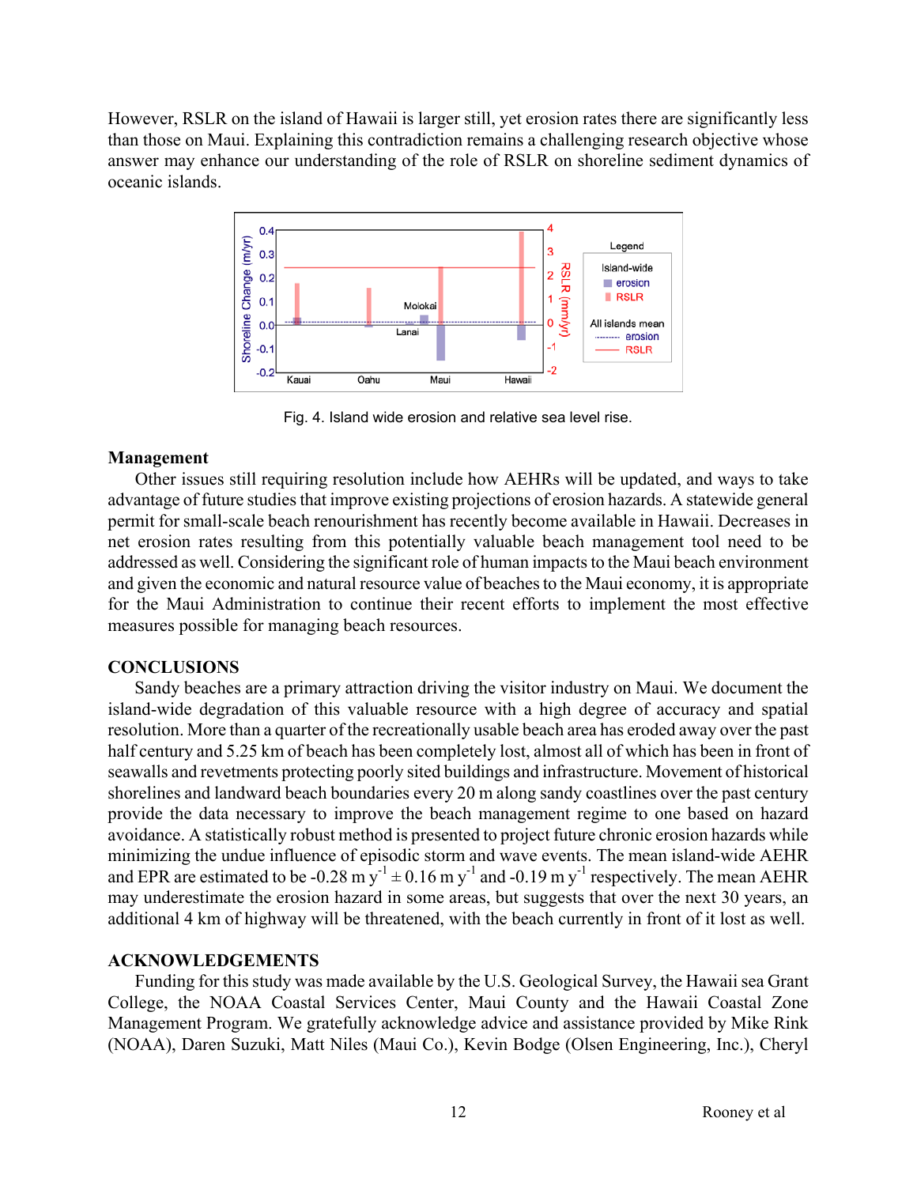However, RSLR on the island of Hawaii is larger still, yet erosion rates there are significantly less than those on Maui. Explaining this contradiction remains a challenging research objective whose answer may enhance our understanding of the role of RSLR on shoreline sediment dynamics of oceanic islands.

Fig. 4. Island wide erosion and relative sea level rise.

### Management

Other issues still requiring resolution include how AEHRs will be updated, and ways to take advantage of future studies that improve existing projections of erosion hazards. A statewide general permit for small-scale beach renourishment has recently become available in Hawaii. Decreases in net erosion rates resulting from this potentially valuable beach management tool need to be addressed as well. Considering the significant role of human impacts to the Maui beach environment and given the economic and natural resource value of beaches to the Maui economy, it is appropriate for the Maui Administration to continue their recent efforts to implement the most effective measures possible for managing beach resources.

## CONCLUSIONS

Sandy beaches are a primary attraction driving the visitor industry on Maui. We document the island-wide degradation of this valuable resource with a high degree of accuracy and spatial resolution. More than a quarter of the recreationally usable beach area has eroded away over the past half century and 5.25 km of beach has been completely lost, almost all of which has been in front of seawalls and revetments protecting poorly sited buildings and infrastructure. Movement of historical shorelines and landward beach boundaries every 20 m along sandy coastlines over the past century provide the data necessary to improve the beach management regime to one based on hazard avoidance. A statistically robust method is presented to project future chronic erosion hazards while minimizing the undue influence of episodic storm and wave events. The mean island-wide AEHR and EPR are estimated to be -0.28 m $y^{-1} \pm 0.16$ m $y^{-1}$ and -0.19 m $y^{-1}$ respectively. The mean AEHR may underestimate the erosion hazard in some areas, but suggests that over the next 30 years, an additional 4 km of highway will be threatened, with the beach currently in front of it lost as well.

## ACKNOWLEDGEMENTS

Funding for this study was made available by the U.S. Geological Survey, the Hawaii sea Grant College, the NOAA Coastal Services Center, Maui County and the Hawaii Coastal Zone Management Program. We gratefully acknowledge advice and assistance provided by Mike Rink (NOAA), Daren Suzuki, Matt Niles (Maui Co.), Kevin Bodge (Olsen Engineering, Inc.), Cheryl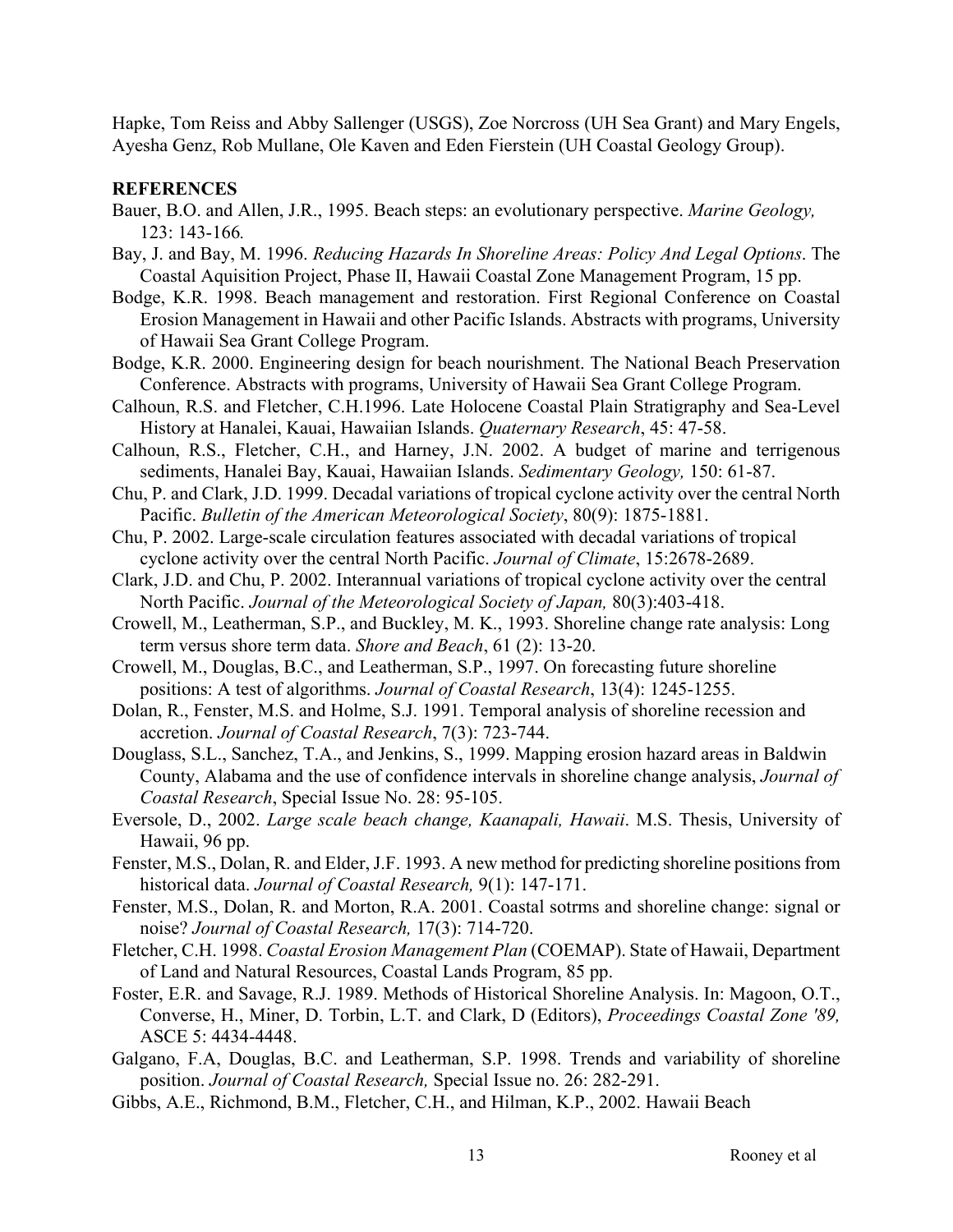Hapke, Tom Reiss and Abby Sallenger (USGS), Zoe Norcross (UH Sea Grant) and Mary Engels, Ayesha Genz, Rob Mullane, Ole Kaven and Eden Fierstein (UH Coastal Geology Group).

## REFERENCES

Bauer, B.O. and Allen, J.R., 1995. Beach steps: an evolutionary perspective. *Marine Geology,* 123: 143-166*.*

Bay, J. and Bay, M. 1996. *Reducing Hazards In Shoreline Areas: Policy And Legal Options*. The Coastal Aquisition Project, Phase II, Hawaii Coastal Zone Management Program, 15 pp.

Bodge, K.R. 1998. Beach management and restoration. First Regional Conference on Coastal Erosion Management in Hawaii and other Pacific Islands. Abstracts with programs, University of Hawaii Sea Grant College Program.

Bodge, K.R. 2000. Engineering design for beach nourishment. The National Beach Preservation Conference. Abstracts with programs, University of Hawaii Sea Grant College Program.

Calhoun, R.S. and Fletcher, C.H.1996. Late Holocene Coastal Plain Stratigraphy and Sea-Level History at Hanalei, Kauai, Hawaiian Islands. *Quaternary Research*, 45: 47-58.

Calhoun, R.S., Fletcher, C.H., and Harney, J.N. 2002. A budget of marine and terrigenous sediments, Hanalei Bay, Kauai, Hawaiian Islands. *Sedimentary Geology,* 150: 61-87.

Chu, P. and Clark, J.D. 1999. Decadal variations of tropical cyclone activity over the central North Pacific. *Bulletin of the American Meteorological Society*, 80(9): 1875-1881.

Chu, P. 2002. Large-scale circulation features associated with decadal variations of tropical cyclone activity over the central North Pacific. *Journal of Climate*, 15:2678-2689.

Clark, J.D. and Chu, P. 2002. Interannual variations of tropical cyclone activity over the central North Pacific. *Journal of the Meteorological Society of Japan,* 80(3):403-418.

Crowell, M., Leatherman, S.P., and Buckley, M. K., 1993. Shoreline change rate analysis: Long term versus shore term data. *Shore and Beach*, 61 (2): 13-20.

Crowell, M., Douglas, B.C., and Leatherman, S.P., 1997. On forecasting future shoreline positions: A test of algorithms. *Journal of Coastal Research*, 13(4): 1245-1255.

Dolan, R., Fenster, M.S. and Holme, S.J. 1991. Temporal analysis of shoreline recession and accretion. *Journal of Coastal Research*, 7(3): 723-744.

Douglass, S.L., Sanchez, T.A., and Jenkins, S., 1999. Mapping erosion hazard areas in Baldwin County, Alabama and the use of confidence intervals in shoreline change analysis, *Journal of Coastal Research*, Special Issue No. 28: 95-105.

Eversole, D., 2002. *Large scale beach change, Kaanapali, Hawaii*. M.S. Thesis, University of Hawaii, 96 pp.

Fenster, M.S., Dolan, R. and Elder, J.F. 1993. A new method for predicting shoreline positions from historical data. *Journal of Coastal Research,* 9(1): 147-171.

Fenster, M.S., Dolan, R. and Morton, R.A. 2001. Coastal sotrms and shoreline change: signal or noise? *Journal of Coastal Research,* 17(3): 714-720.

Fletcher, C.H. 1998. *Coastal Erosion Management Plan* (COEMAP). State of Hawaii, Department of Land and Natural Resources, Coastal Lands Program, 85 pp.

Foster, E.R. and Savage, R.J. 1989. Methods of Historical Shoreline Analysis. In: Magoon, O.T., Converse, H., Miner, D. Torbin, L.T. and Clark, D (Editors), *Proceedings Coastal Zone '89,* ASCE 5: 4434-4448.

Galgano, F.A, Douglas, B.C. and Leatherman, S.P. 1998. Trends and variability of shoreline position. *Journal of Coastal Research,* Special Issue no. 26: 282-291.

Gibbs, A.E., Richmond, B.M., Fletcher, C.H., and Hilman, K.P., 2002. Hawaii Beach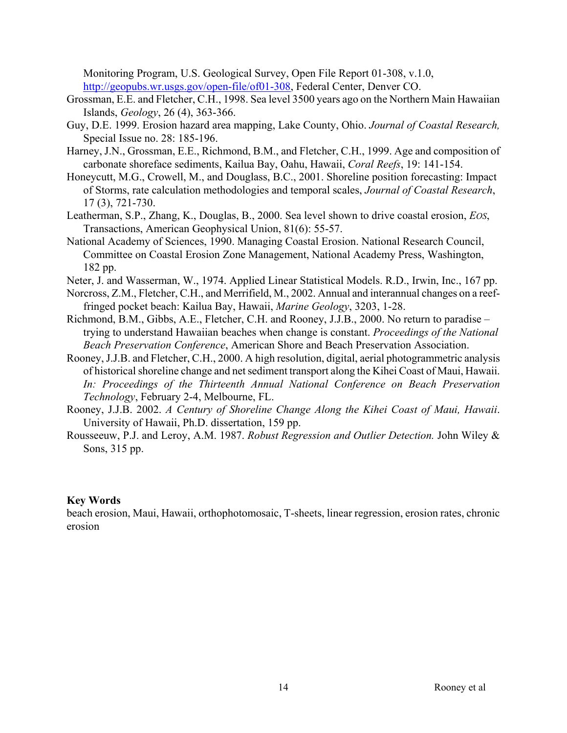Monitoring Program, U.S. Geological Survey, Open File Report 01-308, v.1.0, http://geopubs.wr.usgs.gov/open-file/of01-308, Federal Center, Denver CO.

Grossman, E.E. and Fletcher, C.H., 1998. Sea level 3500 years ago on the Northern Main Hawaiian Islands, *Geology*, 26 (4), 363-366.

Guy, D.E. 1999. Erosion hazard area mapping, Lake County, Ohio. *Journal of Coastal Research,* Special Issue no. 28: 185-196.

Harney, J.N., Grossman, E.E., Richmond, B.M., and Fletcher, C.H., 1999. Age and composition of carbonate shoreface sediments, Kailua Bay, Oahu, Hawaii, *Coral Reefs*, 19: 141-154.

Honeycutt, M.G., Crowell, M., and Douglass, B.C., 2001. Shoreline position forecasting: Impact of Storms, rate calculation methodologies and temporal scales, *Journal of Coastal Research*, 17 (3), 721-730.

Leatherman, S.P., Zhang, K., Douglas, B., 2000. Sea level shown to drive coastal erosion, *EOS*, Transactions, American Geophysical Union, 81(6): 55-57.

National Academy of Sciences, 1990. Managing Coastal Erosion. National Research Council, Committee on Coastal Erosion Zone Management, National Academy Press, Washington, 182 pp.

Neter, J. and Wasserman, W., 1974. Applied Linear Statistical Models. R.D., Irwin, Inc., 167 pp.

Norcross, Z.M., Fletcher, C.H., and Merrifield, M., 2002. Annual and interannual changes on a reef-fringed pocket beach: Kailua Bay, Hawaii, *Marine Geology*, 3203, 1-28.

Richmond, B.M., Gibbs, A.E., Fletcher, C.H. and Rooney, J.J.B., 2000. No return to paradise – trying to understand Hawaiian beaches when change is constant. *Proceedings of the National Beach Preservation Conference*, American Shore and Beach Preservation Association.

Rooney, J.J.B. and Fletcher, C.H., 2000. A high resolution, digital, aerial photogrammetric analysis of historical shoreline change and net sediment transport along the Kihei Coast of Maui, Hawaii. *In: Proceedings of the Thirteenth Annual National Conference on Beach Preservation Technology*, February 2-4, Melbourne, FL.

Rooney, J.J.B. 2002. *A Century of Shoreline Change Along the Kihei Coast of Maui, Hawaii*. University of Hawaii, Ph.D. dissertation, 159 pp.

Rousseeuw, P.J. and Leroy, A.M. 1987. *Robust Regression and Outlier Detection.* John Wiley & Sons, 315 pp.

**Key Words**

beach erosion, Maui, Hawaii, orthophotomosaic, T-sheets, linear regression, erosion rates, chronic erosion